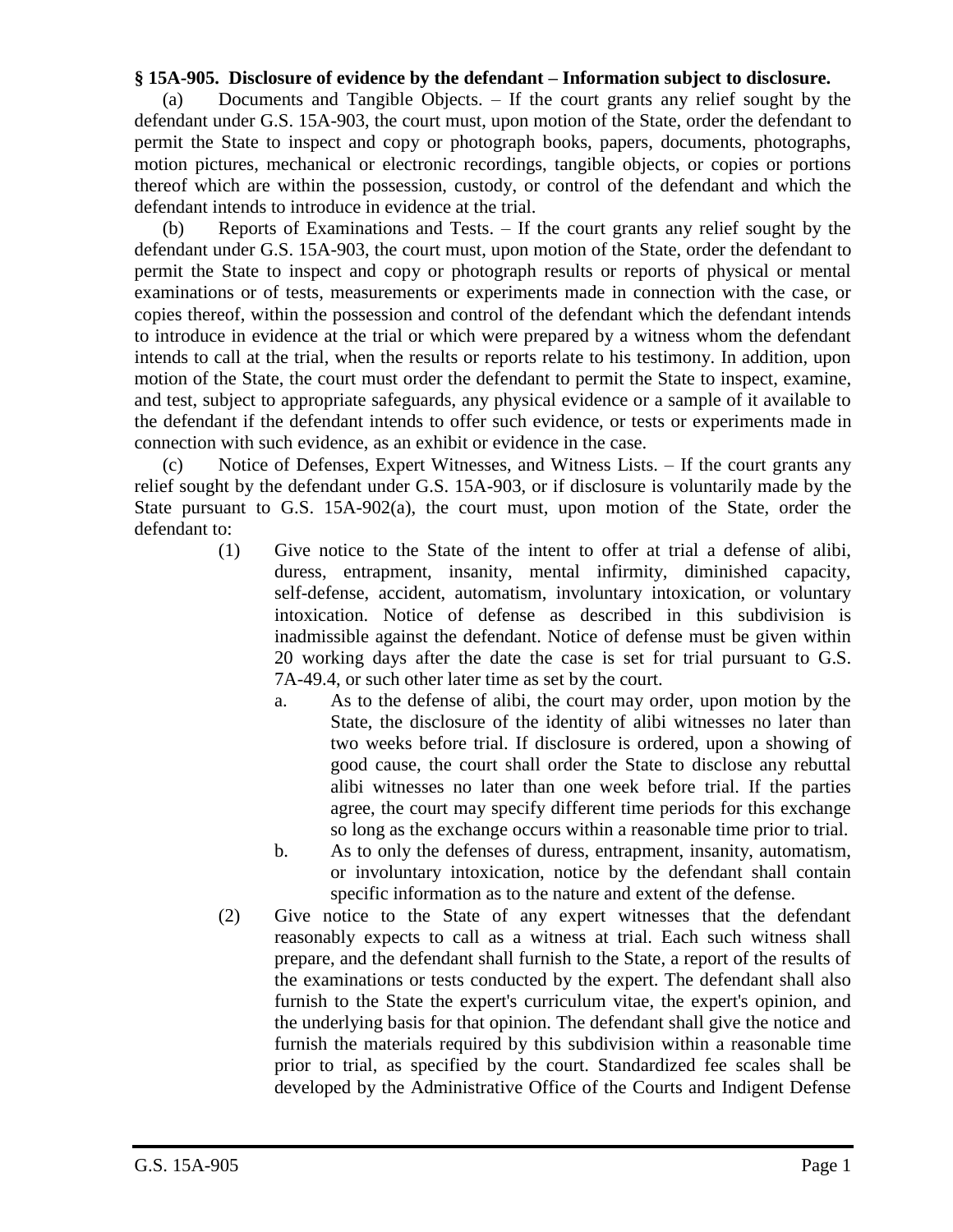**§ 15A-905. Disclosure of evidence by the defendant – Information subject to disclosure.**

(a) Documents and Tangible Objects. – If the court grants any relief sought by the defendant under G.S. 15A-903, the court must, upon motion of the State, order the defendant to permit the State to inspect and copy or photograph books, papers, documents, photographs, motion pictures, mechanical or electronic recordings, tangible objects, or copies or portions thereof which are within the possession, custody, or control of the defendant and which the defendant intends to introduce in evidence at the trial.

(b) Reports of Examinations and Tests. – If the court grants any relief sought by the defendant under G.S. 15A-903, the court must, upon motion of the State, order the defendant to permit the State to inspect and copy or photograph results or reports of physical or mental examinations or of tests, measurements or experiments made in connection with the case, or copies thereof, within the possession and control of the defendant which the defendant intends to introduce in evidence at the trial or which were prepared by a witness whom the defendant intends to call at the trial, when the results or reports relate to his testimony. In addition, upon motion of the State, the court must order the defendant to permit the State to inspect, examine, and test, subject to appropriate safeguards, any physical evidence or a sample of it available to the defendant if the defendant intends to offer such evidence, or tests or experiments made in connection with such evidence, as an exhibit or evidence in the case.

(c) Notice of Defenses, Expert Witnesses, and Witness Lists. – If the court grants any relief sought by the defendant under G.S. 15A-903, or if disclosure is voluntarily made by the State pursuant to G.S. 15A-902(a), the court must, upon motion of the State, order the defendant to:

(1) Give notice to the State of the intent to offer at trial a defense of alibi, duress, entrapment, insanity, mental infirmity, diminished capacity, self-defense, accident, automatism, involuntary intoxication, or voluntary intoxication. Notice of defense as described in this subdivision is inadmissible against the defendant. Notice of defense must be given within 20 working days after the date the case is set for trial pursuant to G.S. 7A-49.4, or such other later time as set by the court.

   a. As to the defense of alibi, the court may order, upon motion by the State, the disclosure of the identity of alibi witnesses no later than two weeks before trial. If disclosure is ordered, upon a showing of good cause, the court shall order the State to disclose any rebuttal alibi witnesses no later than one week before trial. If the parties agree, the court may specify different time periods for this exchange so long as the exchange occurs within a reasonable time prior to trial.

   b. As to only the defenses of duress, entrapment, insanity, automatism, or involuntary intoxication, notice by the defendant shall contain specific information as to the nature and extent of the defense.

(2) Give notice to the State of any expert witnesses that the defendant reasonably expects to call as a witness at trial. Each such witness shall prepare, and the defendant shall furnish to the State, a report of the results of the examinations or tests conducted by the expert. The defendant shall also furnish to the State the expert's curriculum vitae, the expert's opinion, and the underlying basis for that opinion. The defendant shall give the notice and furnish the materials required by this subdivision within a reasonable time prior to trial, as specified by the court. Standardized fee scales shall be developed by the Administrative Office of the Courts and Indigent Defense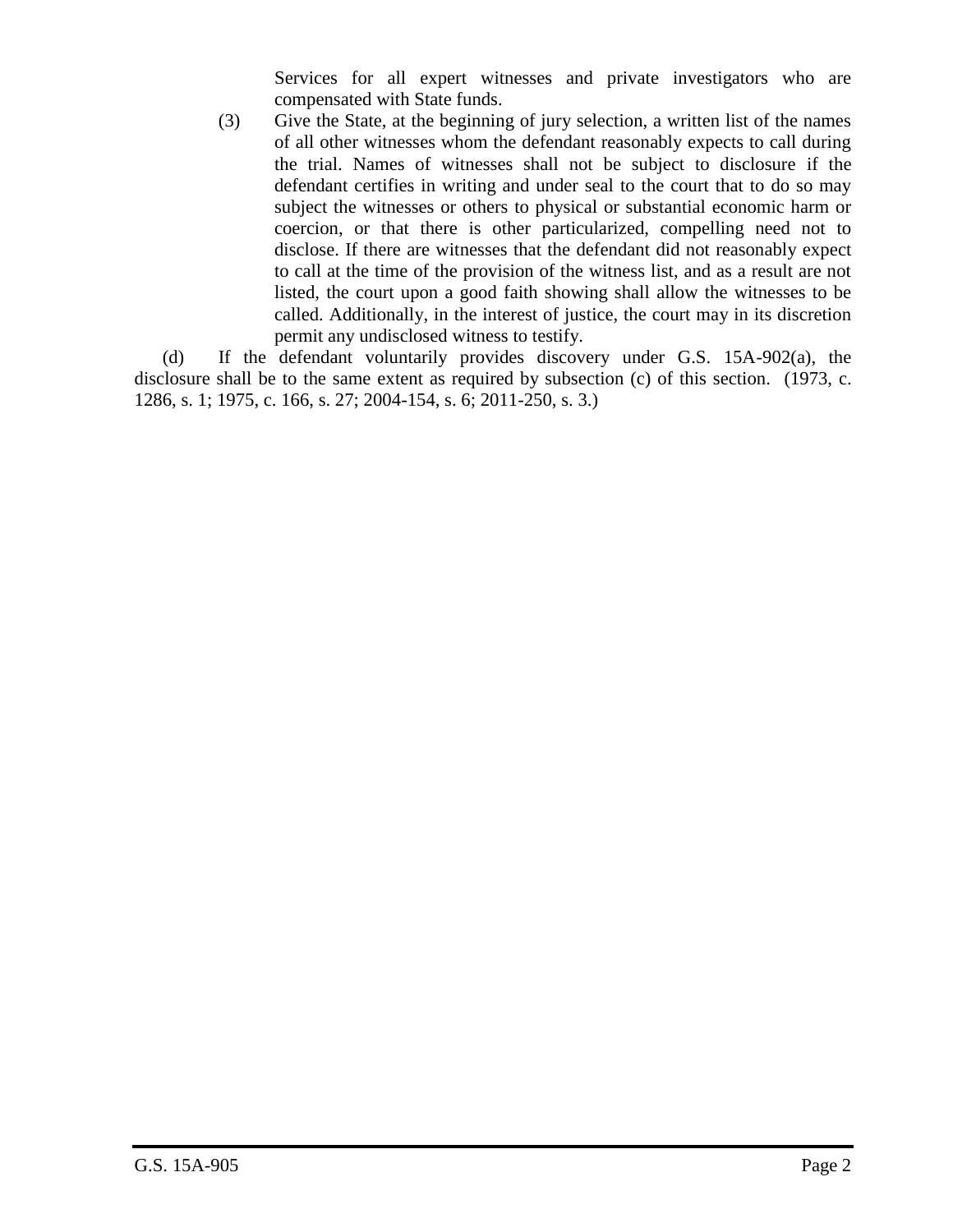Services for all expert witnesses and private investigators who are compensated with State funds.

(3) Give the State, at the beginning of jury selection, a written list of the names of all other witnesses whom the defendant reasonably expects to call during the trial. Names of witnesses shall not be subject to disclosure if the defendant certifies in writing and under seal to the court that to do so may subject the witnesses or others to physical or substantial economic harm or coercion, or that there is other particularized, compelling need not to disclose. If there are witnesses that the defendant did not reasonably expect to call at the time of the provision of the witness list, and as a result are not listed, the court upon a good faith showing shall allow the witnesses to be called. Additionally, in the interest of justice, the court may in its discretion permit any undisclosed witness to testify.

(d) If the defendant voluntarily provides discovery under G.S. 15A-902(a), the disclosure shall be to the same extent as required by subsection (c) of this section. (1973, c. 1286, s. 1; 1975, c. 166, s. 27; 2004-154, s. 6; 2011-250, s. 3.)